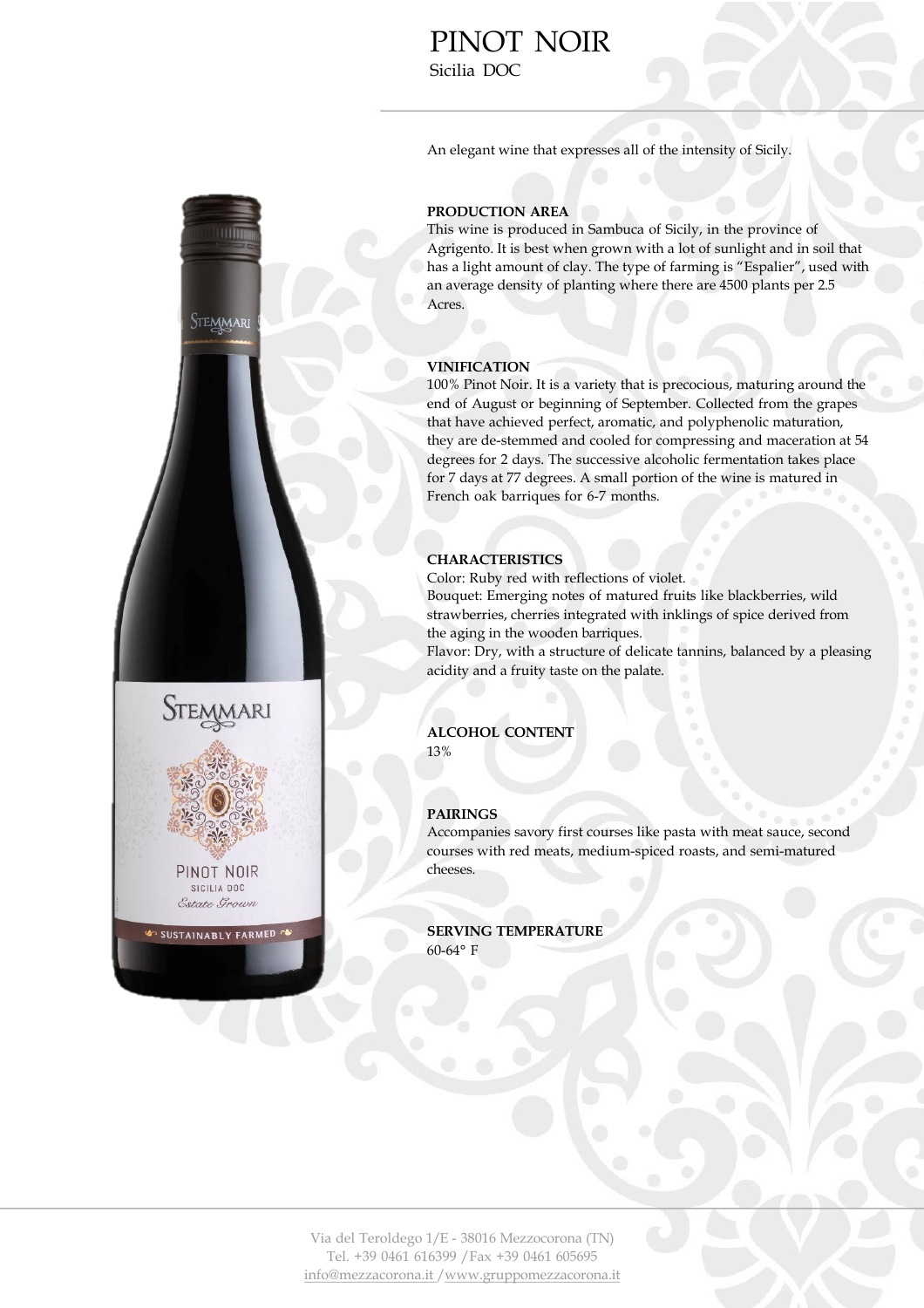# PINOT NOIR

Sicilia DOC

An elegant wine that expresses all of the intensity of Sicily.

**PRODUCTION AREA**

This wine is produced in Sambuca of Sicily, in the province of Agrigento. It is best when grown with a lot of sunlight and in soil that has a light amount of clay. The type of farming is "Espalier", used with an average density of planting where there are 4500 plants per 2.5 Acres.

**VINIFICATION**

100% Pinot Noir. It is a variety that is precocious, maturing around the end of August or beginning of September. Collected from the grapes that have achieved perfect, aromatic, and polyphenolic maturation, they are de-stemmed and cooled for compressing and maceration at 54 degrees for 2 days. The successive alcoholic fermentation takes place for 7 days at 77 degrees. A small portion of the wine is matured in French oak barriques for 6-7 months.

**CHARACTERISTICS**

Color: Ruby red with reflections of violet.

Bouquet: Emerging notes of matured fruits like blackberries, wild strawberries, cherries integrated with inklings of spice derived from the aging in the wooden barriques.

Flavor: Dry, with a structure of delicate tannins, balanced by a pleasing acidity and a fruity taste on the palate.

**ALCOHOL CONTENT**

13%

**PAIRINGS**

Accompanies savory first courses like pasta with meat sauce, second courses with red meats, medium-spiced roasts, and semi-matured cheeses.

**SERVING TEMPERATURE**

60-64° F

Via del Teroldego 1/E - 38016 Mezzocorona (TN)
Tel. +39 0461 616399 / Fax +39 0461 605695
info@mezzacorona.it / www.gruppomezzacorona.it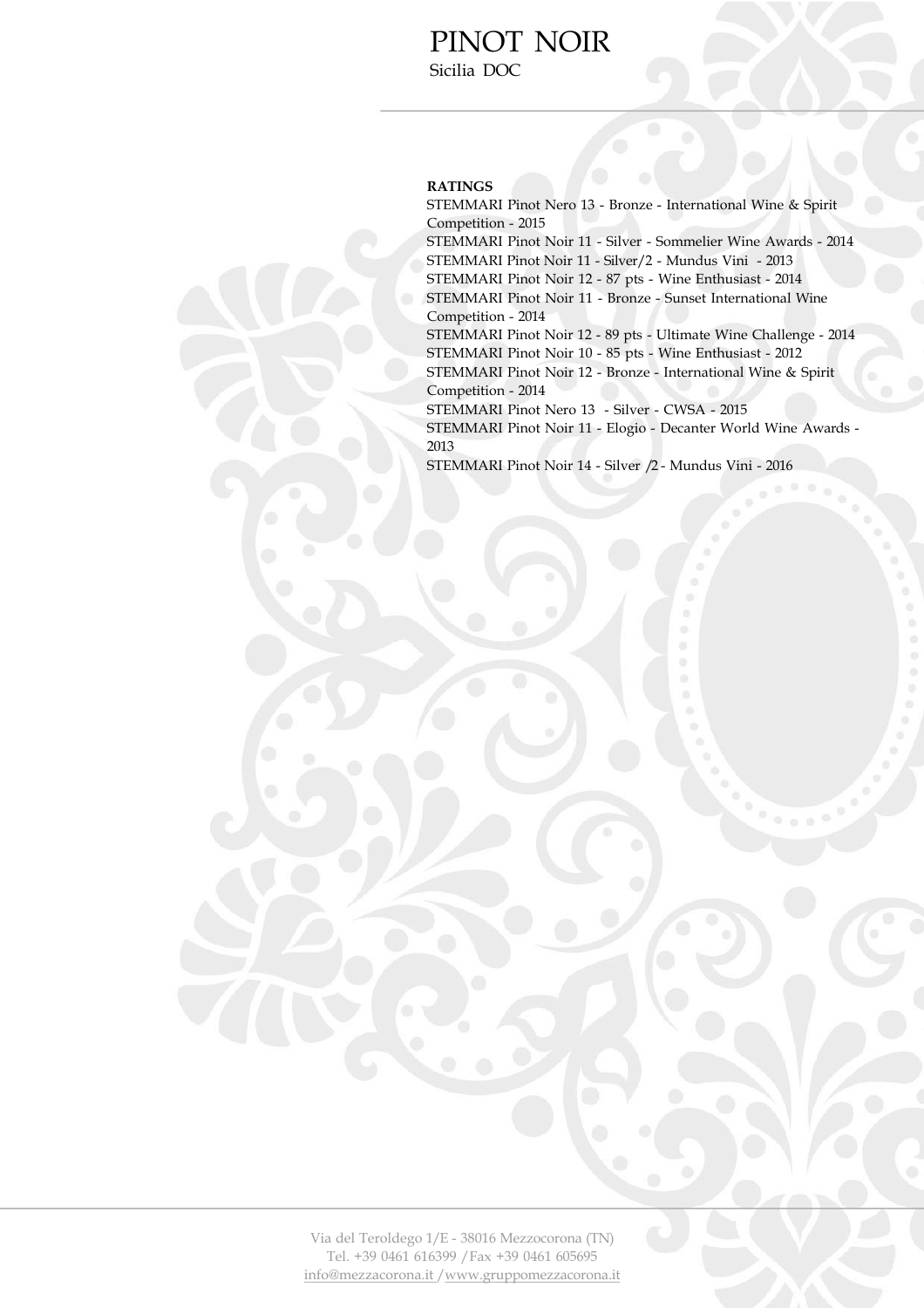# PINOT NOIR

Sicilia DOC

**RATINGS**

STEMMARI Pinot Nero 13 - Bronze - International Wine & Spirit Competition - 2015
STEMMARI Pinot Noir 11 - Silver - Sommelier Wine Awards - 2014
STEMMARI Pinot Noir 11 - Silver/2 - Mundus Vini - 2013
STEMMARI Pinot Noir 12 - 87 pts - Wine Enthusiast - 2014
STEMMARI Pinot Noir 11 - Bronze - Sunset International Wine Competition - 2014
STEMMARI Pinot Noir 12 - 89 pts - Ultimate Wine Challenge - 2014
STEMMARI Pinot Noir 10 - 85 pts - Wine Enthusiast - 2012
STEMMARI Pinot Noir 12 - Bronze - International Wine & Spirit Competition - 2014
STEMMARI Pinot Nero 13 - Silver - CWSA - 2015
STEMMARI Pinot Noir 11 - Elogio - Decanter World Wine Awards - 2013
STEMMARI Pinot Noir 14 - Silver /2 - Mundus Vini - 2016

Via del Teroldego 1/E - 38016 Mezzocorona (TN)
Tel. +39 0461 616399 / Fax +39 0461 605695
info@mezzacorona.it / www.gruppomezzacorona.it